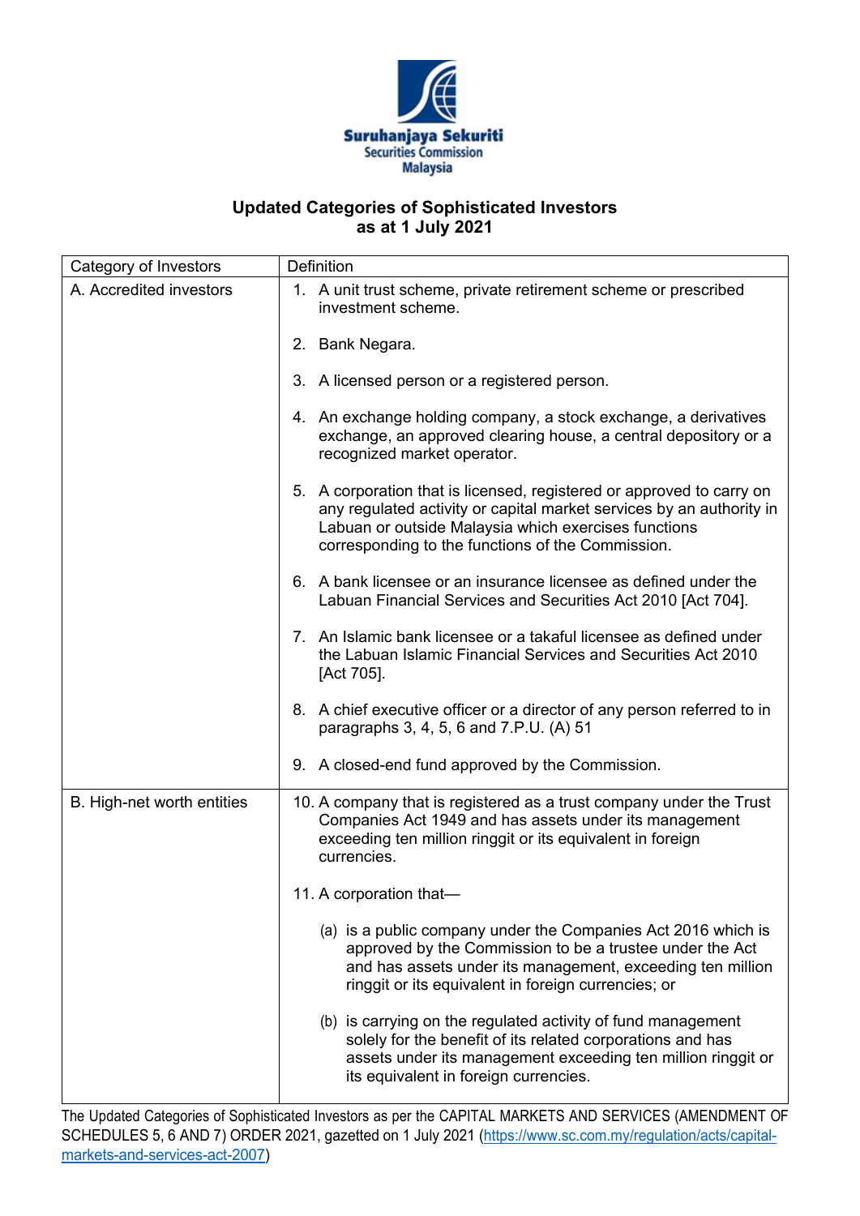Suruhanjaya Sekuriti
Securities Commission
Malaysia

# Updated Categories of Sophisticated Investors as at 1 July 2021

| Category of Investors | Definition |
|---|---|
| A. Accredited investors | 1. A unit trust scheme, private retirement scheme or prescribed investment scheme.<br><br>2. Bank Negara.<br><br>3. A licensed person or a registered person.<br><br>4. An exchange holding company, a stock exchange, a derivatives exchange, an approved clearing house, a central depository or a recognized market operator.<br><br>5. A corporation that is licensed, registered or approved to carry on any regulated activity or capital market services by an authority in Labuan or outside Malaysia which exercises functions corresponding to the functions of the Commission.<br><br>6. A bank licensee or an insurance licensee as defined under the Labuan Financial Services and Securities Act 2010 [Act 704].<br><br>7. An Islamic bank licensee or a takaful licensee as defined under the Labuan Islamic Financial Services and Securities Act 2010 [Act 705].<br><br>8. A chief executive officer or a director of any person referred to in paragraphs 3, 4, 5, 6 and 7.P.U. (A) 51<br><br>9. A closed-end fund approved by the Commission. |
| B. High-net worth entities | 10. A company that is registered as a trust company under the Trust Companies Act 1949 and has assets under its management exceeding ten million ringgit or its equivalent in foreign currencies.<br><br>11. A corporation that—<br><br>(a) is a public company under the Companies Act 2016 which is approved by the Commission to be a trustee under the Act and has assets under its management, exceeding ten million ringgit or its equivalent in foreign currencies; or<br><br>(b) is carrying on the regulated activity of fund management solely for the benefit of its related corporations and has assets under its management exceeding ten million ringgit or its equivalent in foreign currencies. |

The Updated Categories of Sophisticated Investors as per the CAPITAL MARKETS AND SERVICES (AMENDMENT OF SCHEDULES 5, 6 AND 7) ORDER 2021, gazetted on 1 July 2021 (https://www.sc.com.my/regulation/acts/capital-markets-and-services-act-2007)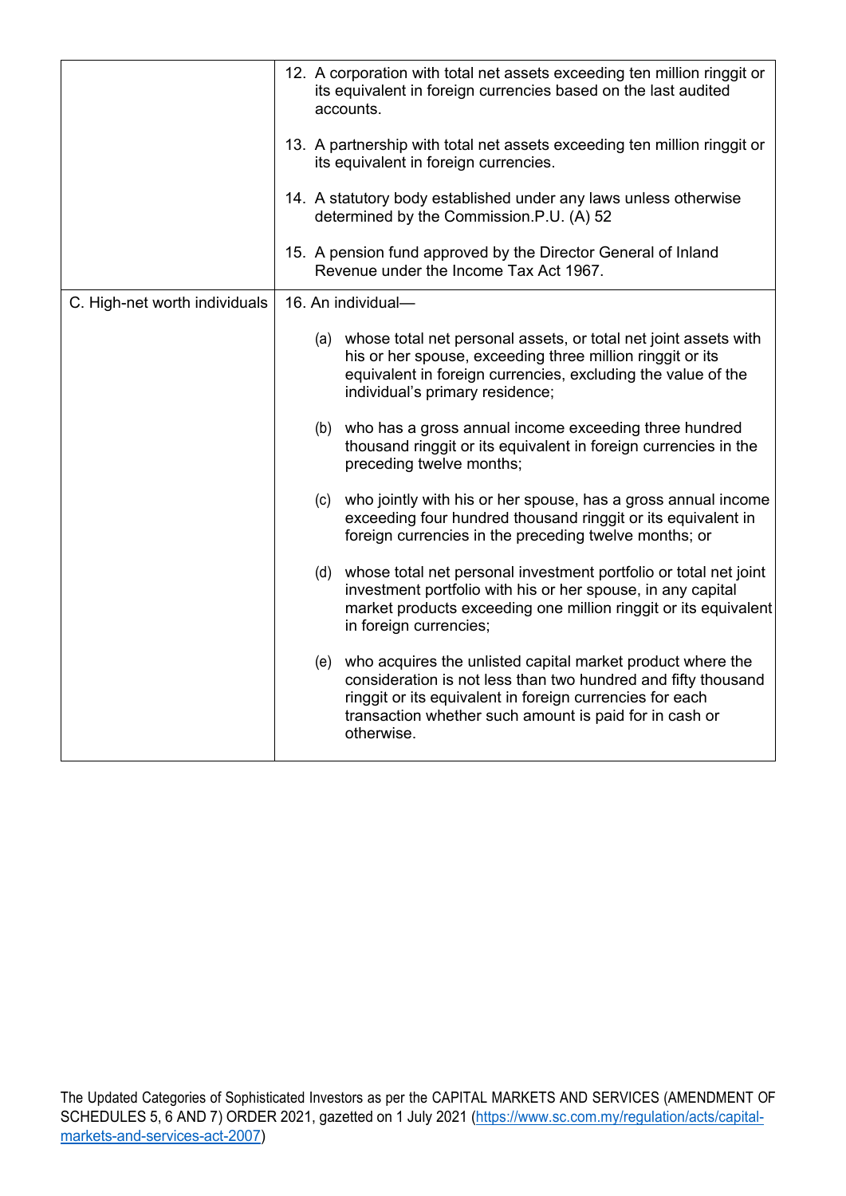| | |
|---|---|
| | 12. A corporation with total net assets exceeding ten million ringgit or its equivalent in foreign currencies based on the last audited accounts.<br><br>13. A partnership with total net assets exceeding ten million ringgit or its equivalent in foreign currencies.<br><br>14. A statutory body established under any laws unless otherwise determined by the Commission.P.U. (A) 52<br><br>15. A pension fund approved by the Director General of Inland Revenue under the Income Tax Act 1967. |
| C. High-net worth individuals | 16. An individual—<br><br>(a) whose total net personal assets, or total net joint assets with his or her spouse, exceeding three million ringgit or its equivalent in foreign currencies, excluding the value of the individual's primary residence;<br><br>(b) who has a gross annual income exceeding three hundred thousand ringgit or its equivalent in foreign currencies in the preceding twelve months;<br><br>(c) who jointly with his or her spouse, has a gross annual income exceeding four hundred thousand ringgit or its equivalent in foreign currencies in the preceding twelve months; or<br><br>(d) whose total net personal investment portfolio or total net joint investment portfolio with his or her spouse, in any capital market products exceeding one million ringgit or its equivalent in foreign currencies;<br><br>(e) who acquires the unlisted capital market product where the consideration is not less than two hundred and fifty thousand ringgit or its equivalent in foreign currencies for each transaction whether such amount is paid for in cash or otherwise. |

The Updated Categories of Sophisticated Investors as per the CAPITAL MARKETS AND SERVICES (AMENDMENT OF SCHEDULES 5, 6 AND 7) ORDER 2021, gazetted on 1 July 2021 (https://www.sc.com.my/regulation/acts/capital-markets-and-services-act-2007)